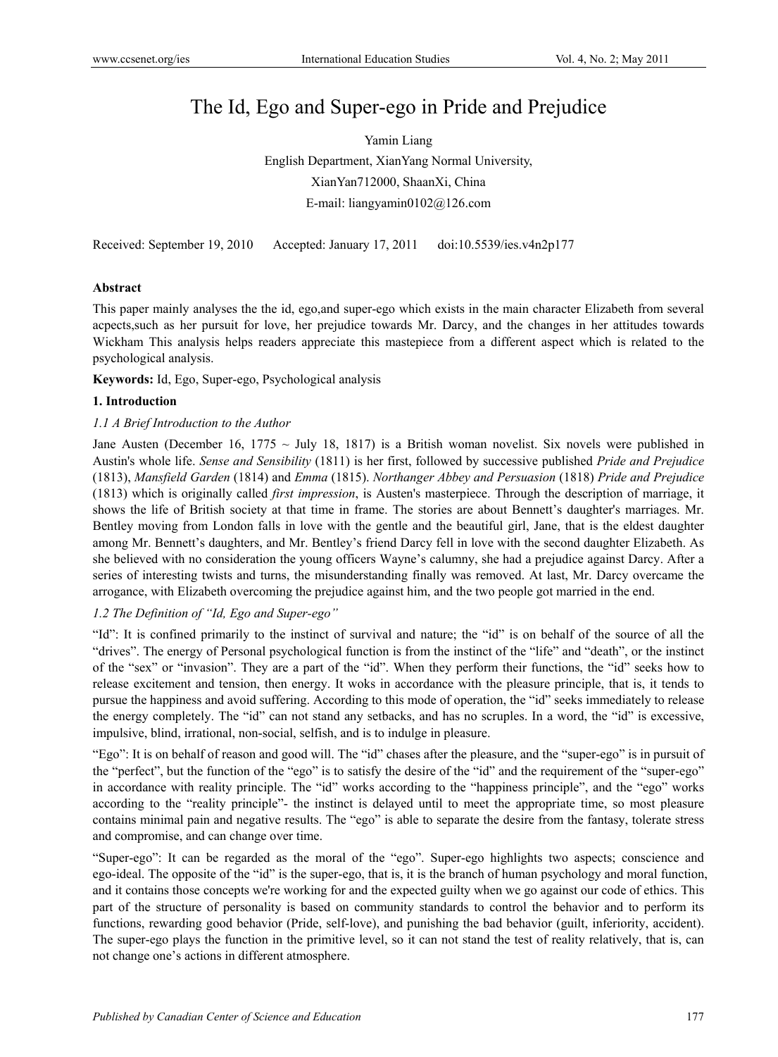# The Id, Ego and Super-ego in Pride and Prejudice

Yamin Liang

English Department, XianYang Normal University,

XianYan712000, ShaanXi, China

E-mail: liangyamin0102@126.com

Received: September 19, 2010 Accepted: January 17, 2011 doi:10.5539/ies.v4n2p177

**Abstract**

This paper mainly analyses the the id, ego,and super-ego which exists in the main character Elizabeth from several acpects,such as her pursuit for love, her prejudice towards Mr. Darcy, and the changes in her attitudes towards Wickham This analysis helps readers appreciate this mastepiece from a different aspect which is related to the psychological analysis.

**Keywords:** Id, Ego, Super-ego, Psychological analysis

## 1. Introduction

### *1.1 A Brief Introduction to the Author*

Jane Austen (December 16, 1775 ~ July 18, 1817) is a British woman novelist. Six novels were published in Austin's whole life. *Sense and Sensibility* (1811) is her first, followed by successive published *Pride and Prejudice* (1813), *Mansfield Garden* (1814) and *Emma* (1815). *Northanger Abbey and Persuasion* (1818) *Pride and Prejudice* (1813) which is originally called *first impression*, is Austen's masterpiece. Through the description of marriage, it shows the life of British society at that time in frame. The stories are about Bennett's daughter's marriages. Mr. Bentley moving from London falls in love with the gentle and the beautiful girl, Jane, that is the eldest daughter among Mr. Bennett's daughters, and Mr. Bentley's friend Darcy fell in love with the second daughter Elizabeth. As she believed with no consideration the young officers Wayne's calumny, she had a prejudice against Darcy. After a series of interesting twists and turns, the misunderstanding finally was removed. At last, Mr. Darcy overcame the arrogance, with Elizabeth overcoming the prejudice against him, and the two people got married in the end.

### *1.2 The Definition of "Id, Ego and Super-ego"*

"Id": It is confined primarily to the instinct of survival and nature; the "id" is on behalf of the source of all the "drives". The energy of Personal psychological function is from the instinct of the "life" and "death", or the instinct of the "sex" or "invasion". They are a part of the "id". When they perform their functions, the "id" seeks how to release excitement and tension, then energy. It woks in accordance with the pleasure principle, that is, it tends to pursue the happiness and avoid suffering. According to this mode of operation, the "id" seeks immediately to release the energy completely. The "id" can not stand any setbacks, and has no scruples. In a word, the "id" is excessive, impulsive, blind, irrational, non-social, selfish, and is to indulge in pleasure.

"Ego": It is on behalf of reason and good will. The "id" chases after the pleasure, and the "super-ego" is in pursuit of the "perfect", but the function of the "ego" is to satisfy the desire of the "id" and the requirement of the "super-ego" in accordance with reality principle. The "id" works according to the "happiness principle", and the "ego" works according to the "reality principle"- the instinct is delayed until to meet the appropriate time, so most pleasure contains minimal pain and negative results. The "ego" is able to separate the desire from the fantasy, tolerate stress and compromise, and can change over time.

"Super-ego": It can be regarded as the moral of the "ego". Super-ego highlights two aspects; conscience and ego-ideal. The opposite of the "id" is the super-ego, that is, it is the branch of human psychology and moral function, and it contains those concepts we're working for and the expected guilty when we go against our code of ethics. This part of the structure of personality is based on community standards to control the behavior and to perform its functions, rewarding good behavior (Pride, self-love), and punishing the bad behavior (guilt, inferiority, accident). The super-ego plays the function in the primitive level, so it can not stand the test of reality relatively, that is, can not change one's actions in different atmosphere.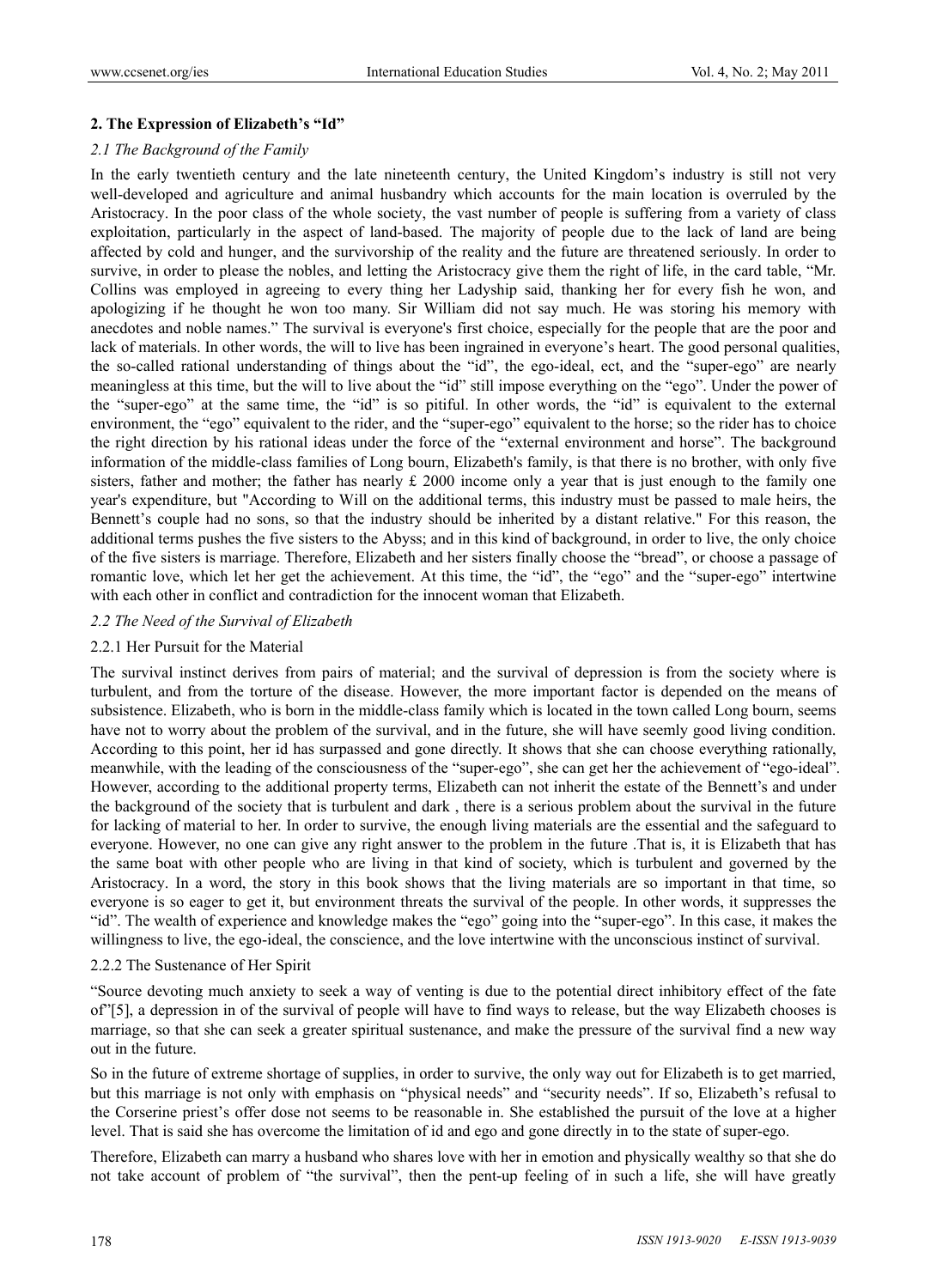## 2. The Expression of Elizabeth's "Id"

### *2.1 The Background of the Family*

In the early twentieth century and the late nineteenth century, the United Kingdom's industry is still not very well-developed and agriculture and animal husbandry which accounts for the main location is overruled by the Aristocracy. In the poor class of the whole society, the vast number of people is suffering from a variety of class exploitation, particularly in the aspect of land-based. The majority of people due to the lack of land are being affected by cold and hunger, and the survivorship of the reality and the future are threatened seriously. In order to survive, in order to please the nobles, and letting the Aristocracy give them the right of life, in the card table, "Mr. Collins was employed in agreeing to every thing her Ladyship said, thanking her for every fish he won, and apologizing if he thought he won too many. Sir William did not say much. He was storing his memory with anecdotes and noble names." The survival is everyone's first choice, especially for the people that are the poor and lack of materials. In other words, the will to live has been ingrained in everyone's heart. The good personal qualities, the so-called rational understanding of things about the "id", the ego-ideal, ect, and the "super-ego" are nearly meaningless at this time, but the will to live about the "id" still impose everything on the "ego". Under the power of the "super-ego" at the same time, the "id" is so pitiful. In other words, the "id" is equivalent to the external environment, the "ego" equivalent to the rider, and the "super-ego" equivalent to the horse; so the rider has to choice the right direction by his rational ideas under the force of the "external environment and horse". The background information of the middle-class families of Long bourn, Elizabeth's family, is that there is no brother, with only five sisters, father and mother; the father has nearly £ 2000 income only a year that is just enough to the family one year's expenditure, but "According to Will on the additional terms, this industry must be passed to male heirs, the Bennett's couple had no sons, so that the industry should be inherited by a distant relative." For this reason, the additional terms pushes the five sisters to the Abyss; and in this kind of background, in order to live, the only choice of the five sisters is marriage. Therefore, Elizabeth and her sisters finally choose the "bread", or choose a passage of romantic love, which let her get the achievement. At this time, the "id", the "ego" and the "super-ego" intertwine with each other in conflict and contradiction for the innocent woman that Elizabeth.

### *2.2 The Need of the Survival of Elizabeth*

#### 2.2.1 Her Pursuit for the Material

The survival instinct derives from pairs of material; and the survival of depression is from the society where is turbulent, and from the torture of the disease. However, the more important factor is depended on the means of subsistence. Elizabeth, who is born in the middle-class family which is located in the town called Long bourn, seems have not to worry about the problem of the survival, and in the future, she will have seemly good living condition. According to this point, her id has surpassed and gone directly. It shows that she can choose everything rationally, meanwhile, with the leading of the consciousness of the "super-ego", she can get her the achievement of "ego-ideal". However, according to the additional property terms, Elizabeth can not inherit the estate of the Bennett's and under the background of the society that is turbulent and dark , there is a serious problem about the survival in the future for lacking of material to her. In order to survive, the enough living materials are the essential and the safeguard to everyone. However, no one can give any right answer to the problem in the future .That is, it is Elizabeth that has the same boat with other people who are living in that kind of society, which is turbulent and governed by the Aristocracy. In a word, the story in this book shows that the living materials are so important in that time, so everyone is so eager to get it, but environment threats the survival of the people. In other words, it suppresses the "id". The wealth of experience and knowledge makes the "ego" going into the "super-ego". In this case, it makes the willingness to live, the ego-ideal, the conscience, and the love intertwine with the unconscious instinct of survival.

#### 2.2.2 The Sustenance of Her Spirit

"Source devoting much anxiety to seek a way of venting is due to the potential direct inhibitory effect of the fate of"[5], a depression in of the survival of people will have to find ways to release, but the way Elizabeth chooses is marriage, so that she can seek a greater spiritual sustenance, and make the pressure of the survival find a new way out in the future.

So in the future of extreme shortage of supplies, in order to survive, the only way out for Elizabeth is to get married, but this marriage is not only with emphasis on "physical needs" and "security needs". If so, Elizabeth's refusal to the Corserine priest's offer dose not seems to be reasonable in. She established the pursuit of the love at a higher level. That is said she has overcome the limitation of id and ego and gone directly in to the state of super-ego.

Therefore, Elizabeth can marry a husband who shares love with her in emotion and physically wealthy so that she do not take account of problem of "the survival", then the pent-up feeling of in such a life, she will have greatly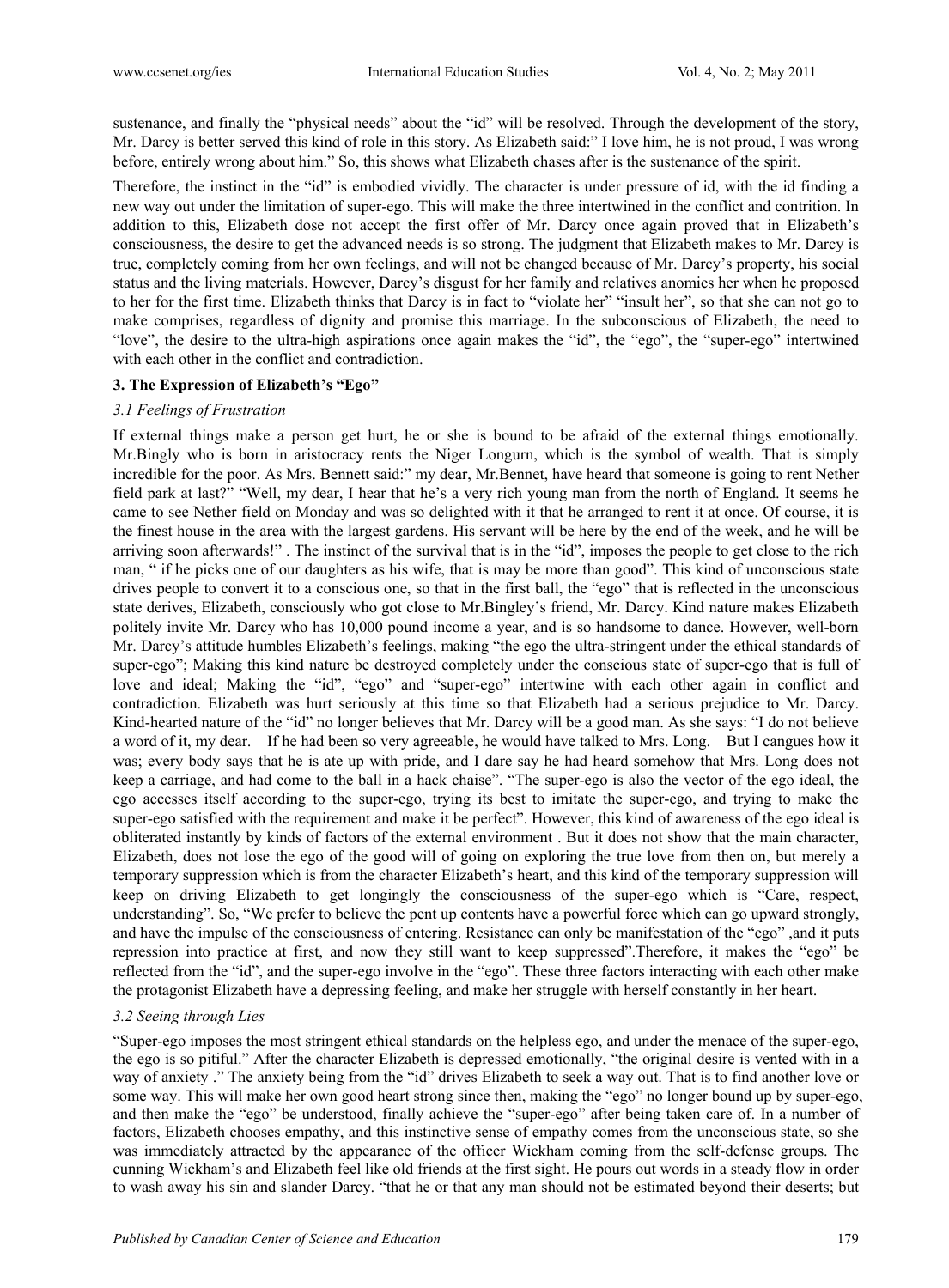sustenance, and finally the "physical needs" about the "id" will be resolved. Through the development of the story, Mr. Darcy is better served this kind of role in this story. As Elizabeth said:" I love him, he is not proud, I was wrong before, entirely wrong about him." So, this shows what Elizabeth chases after is the sustenance of the spirit.

Therefore, the instinct in the "id" is embodied vividly. The character is under pressure of id, with the id finding a new way out under the limitation of super-ego. This will make the three intertwined in the conflict and contrition. In addition to this, Elizabeth dose not accept the first offer of Mr. Darcy once again proved that in Elizabeth's consciousness, the desire to get the advanced needs is so strong. The judgment that Elizabeth makes to Mr. Darcy is true, completely coming from her own feelings, and will not be changed because of Mr. Darcy's property, his social status and the living materials. However, Darcy's disgust for her family and relatives anomies her when he proposed to her for the first time. Elizabeth thinks that Darcy is in fact to "violate her" "insult her", so that she can not go to make comprises, regardless of dignity and promise this marriage. In the subconscious of Elizabeth, the need to "love", the desire to the ultra-high aspirations once again makes the "id", the "ego", the "super-ego" intertwined with each other in the conflict and contradiction.

### 3. The Expression of Elizabeth's "Ego"

#### *3.1 Feelings of Frustration*

If external things make a person get hurt, he or she is bound to be afraid of the external things emotionally. Mr.Bingly who is born in aristocracy rents the Niger Longurn, which is the symbol of wealth. That is simply incredible for the poor. As Mrs. Bennett said:" my dear, Mr.Bennet, have heard that someone is going to rent Nether field park at last?" "Well, my dear, I hear that he's a very rich young man from the north of England. It seems he came to see Nether field on Monday and was so delighted with it that he arranged to rent it at once. Of course, it is the finest house in the area with the largest gardens. His servant will be here by the end of the week, and he will be arriving soon afterwards!" . The instinct of the survival that is in the "id", imposes the people to get close to the rich man, " if he picks one of our daughters as his wife, that is may be more than good". This kind of unconscious state drives people to convert it to a conscious one, so that in the first ball, the "ego" that is reflected in the unconscious state derives, Elizabeth, consciously who got close to Mr.Bingley's friend, Mr. Darcy. Kind nature makes Elizabeth politely invite Mr. Darcy who has 10,000 pound income a year, and is so handsome to dance. However, well-born Mr. Darcy's attitude humbles Elizabeth's feelings, making "the ego the ultra-stringent under the ethical standards of super-ego"; Making this kind nature be destroyed completely under the conscious state of super-ego that is full of love and ideal; Making the "id", "ego" and "super-ego" intertwine with each other again in conflict and contradiction. Elizabeth was hurt seriously at this time so that Elizabeth had a serious prejudice to Mr. Darcy. Kind-hearted nature of the "id" no longer believes that Mr. Darcy will be a good man. As she says: "I do not believe a word of it, my dear. If he had been so very agreeable, he would have talked to Mrs. Long. But I cangues how it was; every body says that he is ate up with pride, and I dare say he had heard somehow that Mrs. Long does not keep a carriage, and had come to the ball in a hack chaise". "The super-ego is also the vector of the ego ideal, the ego accesses itself according to the super-ego, trying its best to imitate the super-ego, and trying to make the super-ego satisfied with the requirement and make it be perfect". However, this kind of awareness of the ego ideal is obliterated instantly by kinds of factors of the external environment . But it does not show that the main character, Elizabeth, does not lose the ego of the good will of going on exploring the true love from then on, but merely a temporary suppression which is from the character Elizabeth's heart, and this kind of the temporary suppression will keep on driving Elizabeth to get longingly the consciousness of the super-ego which is "Care, respect, understanding". So, "We prefer to believe the pent up contents have a powerful force which can go upward strongly, and have the impulse of the consciousness of entering. Resistance can only be manifestation of the "ego" ,and it puts repression into practice at first, and now they still want to keep suppressed".Therefore, it makes the "ego" be reflected from the "id", and the super-ego involve in the "ego". These three factors interacting with each other make the protagonist Elizabeth have a depressing feeling, and make her struggle with herself constantly in her heart.

#### *3.2 Seeing through Lies*

"Super-ego imposes the most stringent ethical standards on the helpless ego, and under the menace of the super-ego, the ego is so pitiful." After the character Elizabeth is depressed emotionally, "the original desire is vented with in a way of anxiety ." The anxiety being from the "id" drives Elizabeth to seek a way out. That is to find another love or some way. This will make her own good heart strong since then, making the "ego" no longer bound up by super-ego, and then make the "ego" be understood, finally achieve the "super-ego" after being taken care of. In a number of factors, Elizabeth chooses empathy, and this instinctive sense of empathy comes from the unconscious state, so she was immediately attracted by the appearance of the officer Wickham coming from the self-defense groups. The cunning Wickham's and Elizabeth feel like old friends at the first sight. He pours out words in a steady flow in order to wash away his sin and slander Darcy. "that he or that any man should not be estimated beyond their deserts; but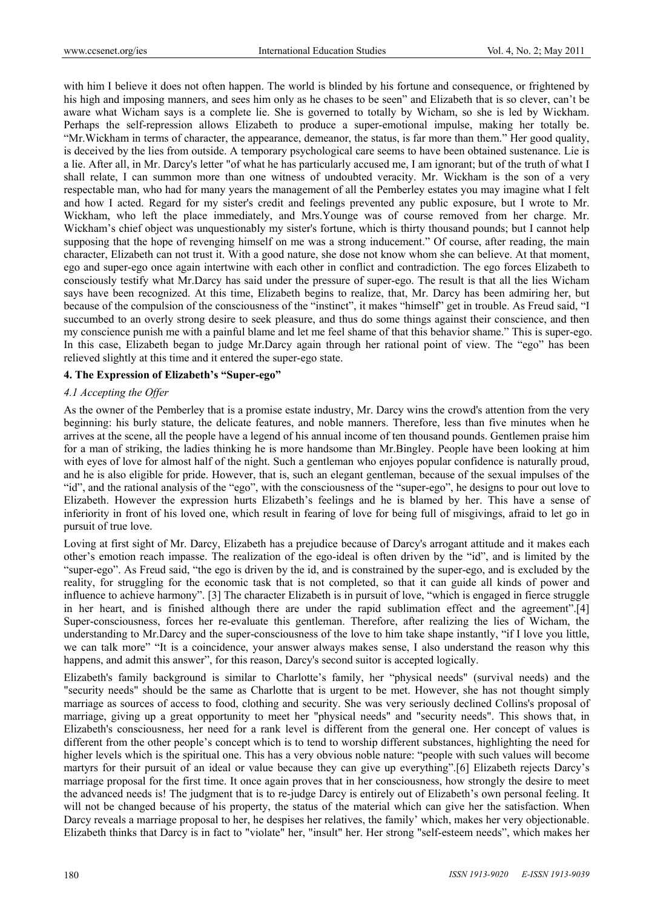with him I believe it does not often happen. The world is blinded by his fortune and consequence, or frightened by his high and imposing manners, and sees him only as he chases to be seen" and Elizabeth that is so clever, can't be aware what Wicham says is a complete lie. She is governed to totally by Wicham, so she is led by Wickham. Perhaps the self-repression allows Elizabeth to produce a super-emotional impulse, making her totally be. "Mr.Wickham in terms of character, the appearance, demeanor, the status, is far more than them." Her good quality, is deceived by the lies from outside. A temporary psychological care seems to have been obtained sustenance. Lie is a lie. After all, in Mr. Darcy's letter "of what he has particularly accused me, I am ignorant; but of the truth of what I shall relate, I can summon more than one witness of undoubted veracity. Mr. Wickham is the son of a very respectable man, who had for many years the management of all the Pemberley estates you may imagine what I felt and how I acted. Regard for my sister's credit and feelings prevented any public exposure, but I wrote to Mr. Wickham, who left the place immediately, and Mrs.Younge was of course removed from her charge. Mr. Wickham's chief object was unquestionably my sister's fortune, which is thirty thousand pounds; but I cannot help supposing that the hope of revenging himself on me was a strong inducement." Of course, after reading, the main character, Elizabeth can not trust it. With a good nature, she dose not know whom she can believe. At that moment, ego and super-ego once again intertwine with each other in conflict and contradiction. The ego forces Elizabeth to consciously testify what Mr.Darcy has said under the pressure of super-ego. The result is that all the lies Wicham says have been recognized. At this time, Elizabeth begins to realize, that, Mr. Darcy has been admiring her, but because of the compulsion of the consciousness of the "instinct", it makes "himself" get in trouble. As Freud said, "I succumbed to an overly strong desire to seek pleasure, and thus do some things against their conscience, and then my conscience punish me with a painful blame and let me feel shame of that this behavior shame." This is super-ego. In this case, Elizabeth began to judge Mr.Darcy again through her rational point of view. The "ego" has been relieved slightly at this time and it entered the super-ego state.

## 4. The Expression of Elizabeth's "Super-ego"

### *4.1 Accepting the Offer*

As the owner of the Pemberley that is a promise estate industry, Mr. Darcy wins the crowd's attention from the very beginning: his burly stature, the delicate features, and noble manners. Therefore, less than five minutes when he arrives at the scene, all the people have a legend of his annual income of ten thousand pounds. Gentlemen praise him for a man of striking, the ladies thinking he is more handsome than Mr.Bingley. People have been looking at him with eyes of love for almost half of the night. Such a gentleman who enjoys popular confidence is naturally proud, and he is also eligible for pride. However, that is, such an elegant gentleman, because of the sexual impulses of the "id", and the rational analysis of the "ego", with the consciousness of the "super-ego", he designs to pour out love to Elizabeth. However the expression hurts Elizabeth's feelings and he is blamed by her. This have a sense of inferiority in front of his loved one, which result in fearing of love for being full of misgivings, afraid to let go in pursuit of true love.

Loving at first sight of Mr. Darcy, Elizabeth has a prejudice because of Darcy's arrogant attitude and it makes each other's emotion reach impasse. The realization of the ego-ideal is often driven by the "id", and is limited by the "super-ego". As Freud said, "the ego is driven by the id, and is constrained by the super-ego, and is excluded by the reality, for struggling for the economic task that is not completed, so that it can guide all kinds of power and influence to achieve harmony". [3] The character Elizabeth is in pursuit of love, "which is engaged in fierce struggle in her heart, and is finished although there are under the rapid sublimation effect and the agreement".[4] Super-consciousness, forces her re-evaluate this gentleman. Therefore, after realizing the lies of Wicham, the understanding to Mr.Darcy and the super-consciousness of the love to him take shape instantly, "if I love you little, we can talk more" "It is a coincidence, your answer always makes sense, I also understand the reason why this happens, and admit this answer", for this reason, Darcy's second suitor is accepted logically.

Elizabeth's family background is similar to Charlotte's family, her "physical needs" (survival needs) and the "security needs" should be the same as Charlotte that is urgent to be met. However, she has not thought simply marriage as sources of access to food, clothing and security. She was very seriously declined Collins's proposal of marriage, giving up a great opportunity to meet her "physical needs" and "security needs". This shows that, in Elizabeth's consciousness, her need for a rank level is different from the general one. Her concept of values is different from the other people's concept which is to tend to worship different substances, highlighting the need for higher levels which is the spiritual one. This has a very obvious noble nature: "people with such values will become martyrs for their pursuit of an ideal or value because they can give up everything".[6] Elizabeth rejects Darcy's marriage proposal for the first time. It once again proves that in her consciousness, how strongly the desire to meet the advanced needs is! The judgment that is to re-judge Darcy is entirely out of Elizabeth's own personal feeling. It will not be changed because of his property, the status of the material which can give her the satisfaction. When Darcy reveals a marriage proposal to her, he despises her relatives, the family' which, makes her very objectionable. Elizabeth thinks that Darcy is in fact to "violate" her, "insult" her. Her strong "self-esteem needs", which makes her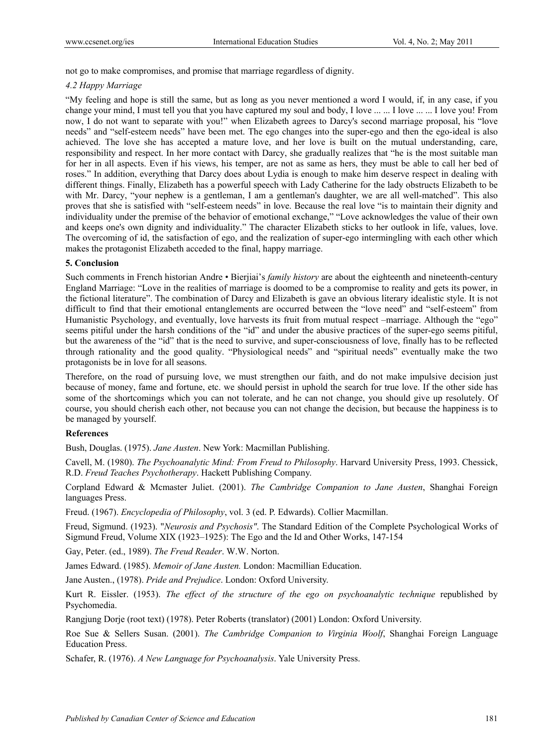not go to make compromises, and promise that marriage regardless of dignity.

*4.2 Happy Marriage*

"My feeling and hope is still the same, but as long as you never mentioned a word I would, if, in any case, if you change your mind, I must tell you that you have captured my soul and body, I love ... ... I love ... ... I love you! From now, I do not want to separate with you!" when Elizabeth agrees to Darcy's second marriage proposal, his "love needs" and "self-esteem needs" have been met. The ego changes into the super-ego and then the ego-ideal is also achieved. The love she has accepted a mature love, and her love is built on the mutual understanding, care, responsibility and respect. In her more contact with Darcy, she gradually realizes that "he is the most suitable man for her in all aspects. Even if his views, his temper, are not as same as hers, they must be able to call her bed of roses." In addition, everything that Darcy does about Lydia is enough to make him deserve respect in dealing with different things. Finally, Elizabeth has a powerful speech with Lady Catherine for the lady obstructs Elizabeth to be with Mr. Darcy, "your nephew is a gentleman, I am a gentleman's daughter, we are all well-matched". This also proves that she is satisfied with "self-esteem needs" in love. Because the real love "is to maintain their dignity and individuality under the premise of the behavior of emotional exchange," "Love acknowledges the value of their own and keeps one's own dignity and individuality." The character Elizabeth sticks to her outlook in life, values, love. The overcoming of id, the satisfaction of ego, and the realization of super-ego intermingling with each other which makes the protagonist Elizabeth acceded to the final, happy marriage.

## 5. Conclusion

Such comments in French historian Andre • Bierjiai's *family history* are about the eighteenth and nineteenth-century England Marriage: "Love in the realities of marriage is doomed to be a compromise to reality and gets its power, in the fictional literature". The combination of Darcy and Elizabeth is gave an obvious literary idealistic style. It is not difficult to find that their emotional entanglements are occurred between the "love need" and "self-esteem" from Humanistic Psychology, and eventually, love harvests its fruit from mutual respect –marriage. Although the "ego" seems pitiful under the harsh conditions of the "id" and under the abusive practices of the super-ego seems pitiful, but the awareness of the "id" that is the need to survive, and super-consciousness of love, finally has to be reflected through rationality and the good quality. "Physiological needs" and "spiritual needs" eventually make the two protagonists be in love for all seasons.

Therefore, on the road of pursuing love, we must strengthen our faith, and do not make impulsive decision just because of money, fame and fortune, etc. we should persist in uphold the search for true love. If the other side has some of the shortcomings which you can not tolerate, and he can not change, you should give up resolutely. Of course, you should cherish each other, not because you can not change the decision, but because the happiness is to be managed by yourself.

## References

Bush, Douglas. (1975). *Jane Austen*. New York: Macmillan Publishing.

Cavell, M. (1980). *The Psychoanalytic Mind: From Freud to Philosophy*. Harvard University Press, 1993. Chessick, R.D. *Freud Teaches Psychotherapy*. Hackett Publishing Company.

Corpland Edward & Mcmaster Juliet. (2001). *The Cambridge Companion to Jane Austen*, Shanghai Foreign languages Press.

Freud. (1967). *Encyclopedia of Philosophy*, vol. 3 (ed. P. Edwards). Collier Macmillan.

Freud, Sigmund. (1923). "*Neurosis and Psychosis"*. The Standard Edition of the Complete Psychological Works of Sigmund Freud, Volume XIX (1923–1925): The Ego and the Id and Other Works, 147-154

Gay, Peter. (ed., 1989). *The Freud Reader*. W.W. Norton.

James Edward. (1985). *Memoir of Jane Austen.* London: Macmillian Education.

Jane Austen., (1978). *Pride and Prejudice*. London: Oxford University.

Kurt R. Eissler. (1953). *The effect of the structure of the ego on psychoanalytic technique* republished by Psychomedia.

Rangjung Dorje (root text) (1978). Peter Roberts (translator) (2001) London: Oxford University.

Roe Sue & Sellers Susan. (2001). *The Cambridge Companion to Virginia Woolf*, Shanghai Foreign Language Education Press.

Schafer, R. (1976). *A New Language for Psychoanalysis*. Yale University Press.